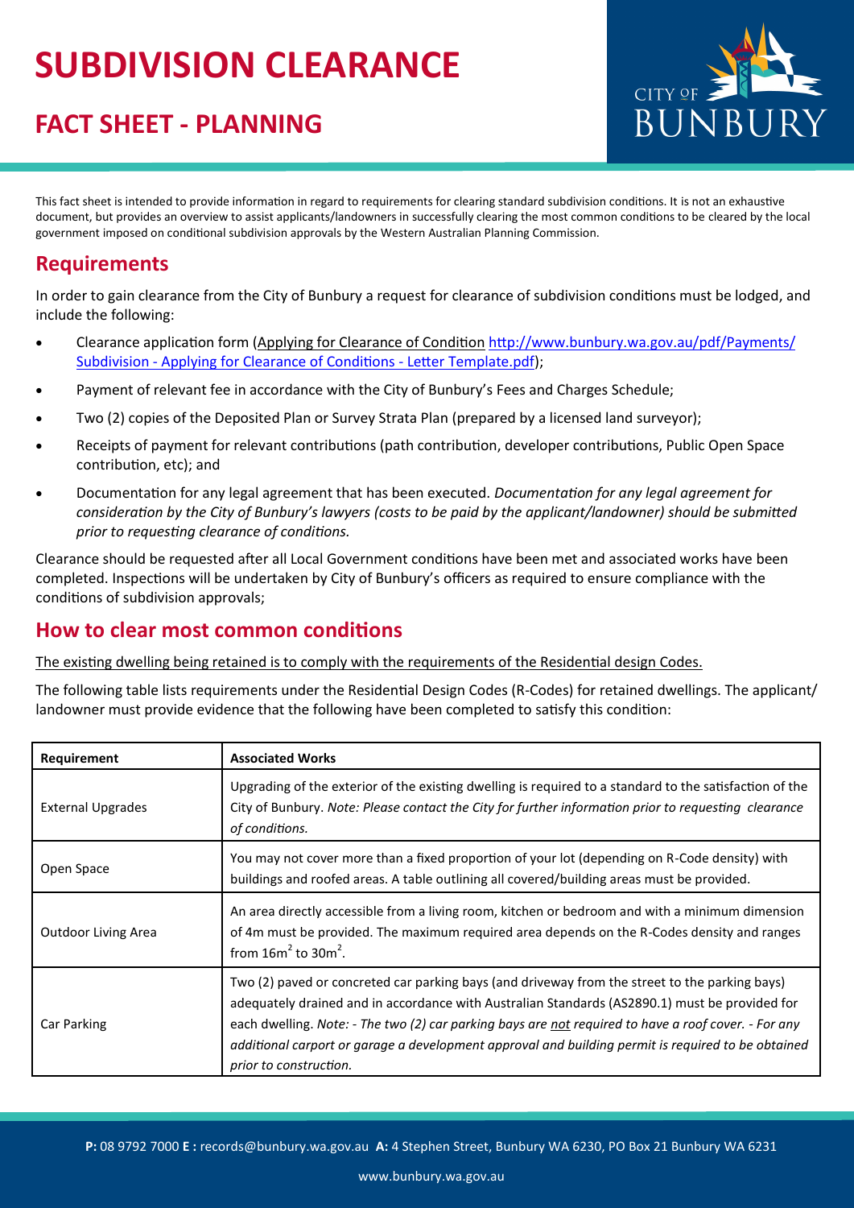# SUBDIVISION CLEARANCE

## FACT SHEET - PLANNING

This fact sheet is intended to provide information in regard to requirements for clearing standard subdivision conditions. It is not an exhaustive document, but provides an overview to assist applicants/landowners in successfully clearing the most common conditions to be cleared by the local government imposed on conditional subdivision approvals by the Western Australian Planning Commission.

## Requirements

In order to gain clearance from the City of Bunbury a request for clearance of subdivision conditions must be lodged, and include the following:

- Clearance application form (Applying for Clearance of Condition [http://www.bunbury.wa.gov.au/pdf/Payments/Subdivision - Applying for Clearance of Conditions - Letter Template.pdf](http://www.bunbury.wa.gov.au/pdf/Payments/Subdivision - Applying for Clearance of Conditions - Letter Template.pdf));
- Payment of relevant fee in accordance with the City of Bunbury's Fees and Charges Schedule;
- Two (2) copies of the Deposited Plan or Survey Strata Plan (prepared by a licensed land surveyor);
- Receipts of payment for relevant contributions (path contribution, developer contributions, Public Open Space contribution, etc); and
- Documentation for any legal agreement that has been executed. *Documentation for any legal agreement for consideration by the City of Bunbury's lawyers (costs to be paid by the applicant/landowner) should be submitted prior to requesting clearance of conditions.*

Clearance should be requested after all Local Government conditions have been met and associated works have been completed. Inspections will be undertaken by City of Bunbury's officers as required to ensure compliance with the conditions of subdivision approvals;

## How to clear most common conditions

The existing dwelling being retained is to comply with the requirements of the Residential design Codes.

The following table lists requirements under the Residential Design Codes (R-Codes) for retained dwellings. The applicant/ landowner must provide evidence that the following have been completed to satisfy this condition:

| Requirement | Associated Works |
| --- | --- |
| External Upgrades | Upgrading of the exterior of the existing dwelling is required to a standard to the satisfaction of the City of Bunbury. *Note: Please contact the City for further information prior to requesting clearance of conditions.* |
| Open Space | You may not cover more than a fixed proportion of your lot (depending on R-Code density) with buildings and roofed areas. A table outlining all covered/building areas must be provided. |
| Outdoor Living Area | An area directly accessible from a living room, kitchen or bedroom and with a minimum dimension of 4m must be provided. The maximum required area depends on the R-Codes density and ranges from $16m^2$ to $30m^2$. |
| Car Parking | Two (2) paved or concreted car parking bays (and driveway from the street to the parking bays) adequately drained and in accordance with Australian Standards (AS2890.1) must be provided for each dwelling. *Note: - The two (2) car parking bays are not required to have a roof cover. - For any additional carport or garage a development approval and building permit is required to be obtained prior to construction.* |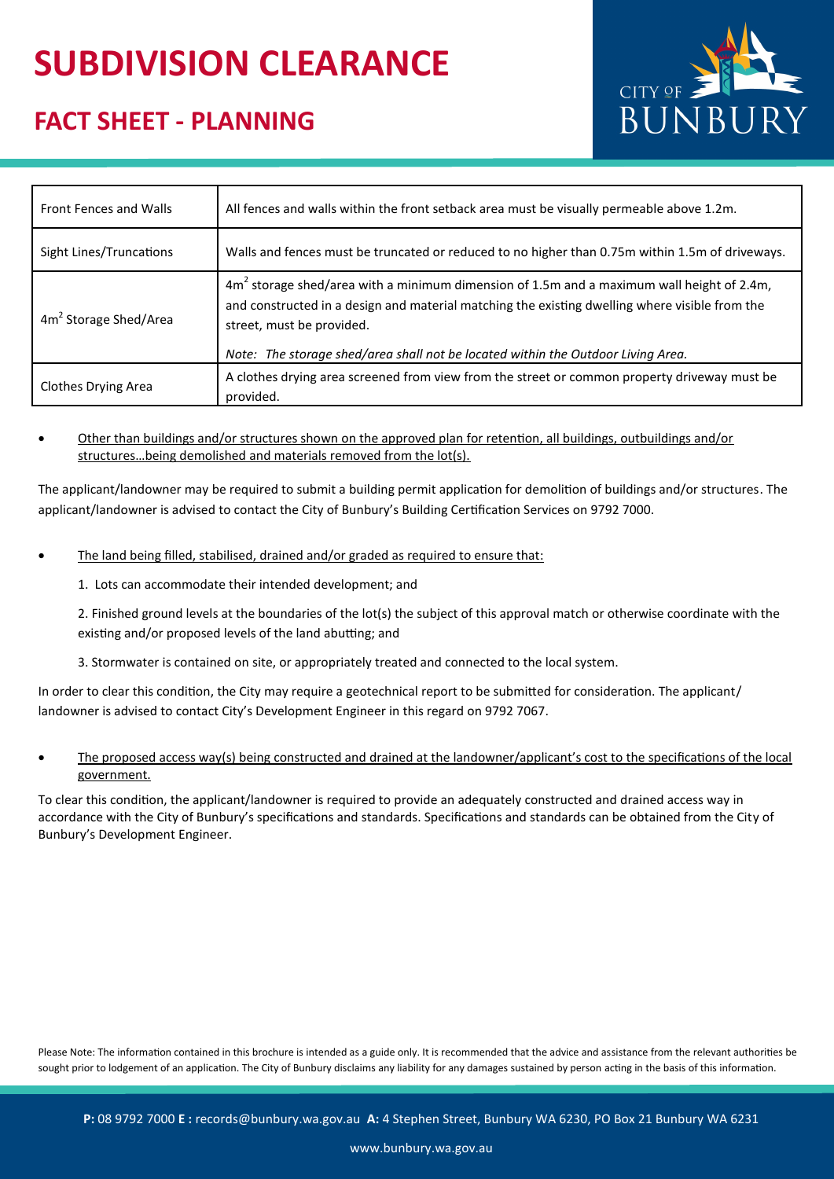# SUBDIVISION CLEARANCE

## FACT SHEET - PLANNING

| | |
|---|---|
| Front Fences and Walls | All fences and walls within the front setback area must be visually permeable above 1.2m. |
| Sight Lines/Truncations | Walls and fences must be truncated or reduced to no higher than 0.75m within 1.5m of driveways. |
| $4m^2$ Storage Shed/Area | $4m^2$ storage shed/area with a minimum dimension of 1.5m and a maximum wall height of 2.4m, and constructed in a design and material matching the existing dwelling where visible from the street, must be provided.<br><br>*Note: The storage shed/area shall not be located within the Outdoor Living Area.* |
| Clothes Drying Area | A clothes drying area screened from view from the street or common property driveway must be provided. |

- Other than buildings and/or structures shown on the approved plan for retention, all buildings, outbuildings and/or structures…being demolished and materials removed from the lot(s).

The applicant/landowner may be required to submit a building permit application for demolition of buildings and/or structures. The applicant/landowner is advised to contact the City of Bunbury's Building Certification Services on 9792 7000.

- The land being filled, stabilised, drained and/or graded as required to ensure that:

  1. Lots can accommodate their intended development; and

  2. Finished ground levels at the boundaries of the lot(s) the subject of this approval match or otherwise coordinate with the existing and/or proposed levels of the land abutting; and

  3. Stormwater is contained on site, or appropriately treated and connected to the local system.

In order to clear this condition, the City may require a geotechnical report to be submitted for consideration. The applicant/ landowner is advised to contact City's Development Engineer in this regard on 9792 7067.

- The proposed access way(s) being constructed and drained at the landowner/applicant's cost to the specifications of the local government.

To clear this condition, the applicant/landowner is required to provide an adequately constructed and drained access way in accordance with the City of Bunbury's specifications and standards. Specifications and standards can be obtained from the City of Bunbury's Development Engineer.

Please Note: The information contained in this brochure is intended as a guide only. It is recommended that the advice and assistance from the relevant authorities be sought prior to lodgement of an application. The City of Bunbury disclaims any liability for any damages sustained by person acting in the basis of this information.

**P:** 08 9792 7000 **E :** records@bunbury.wa.gov.au **A:** 4 Stephen Street, Bunbury WA 6230, PO Box 21 Bunbury WA 6231

www.bunbury.wa.gov.au